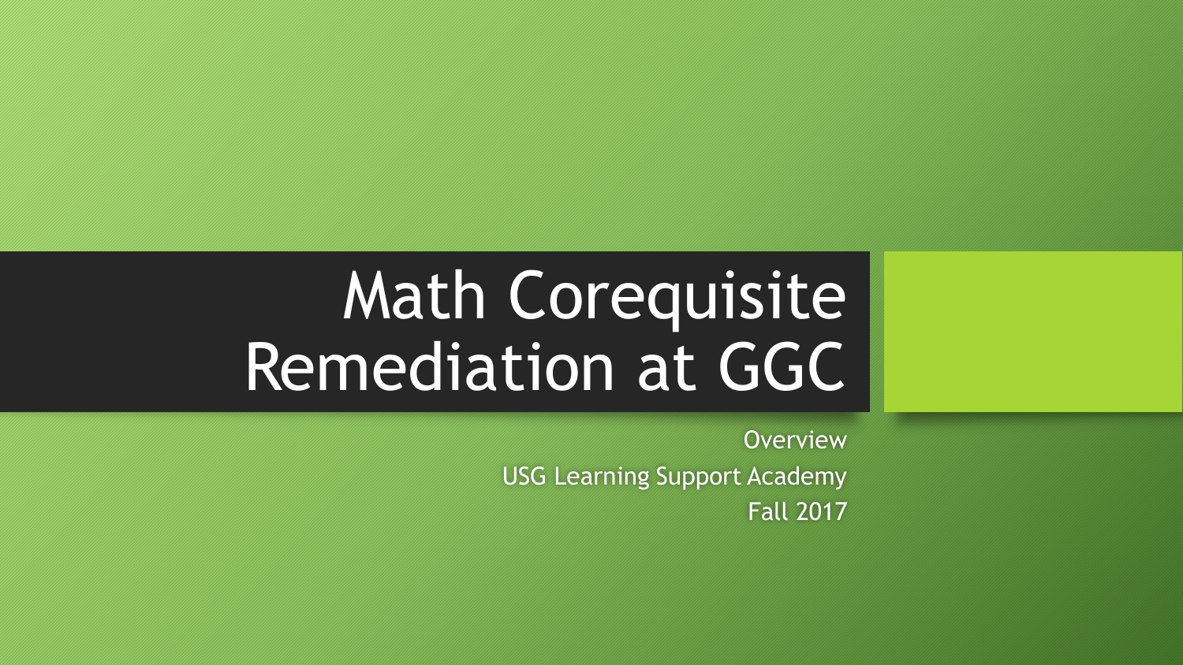# Math Corequisite Remediation at GGC

Overview

USG Learning Support Academy

Fall 2017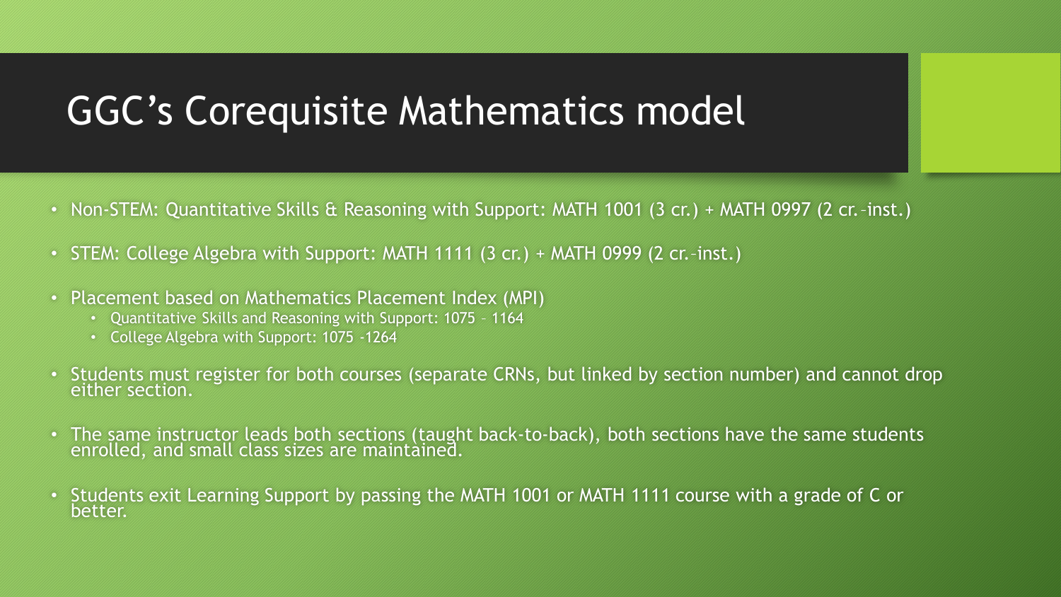# GGC's Corequisite Mathematics model

- Non-STEM: Quantitative Skills & Reasoning with Support: MATH 1001 (3 cr.) + MATH 0997 (2 cr.–inst.)
- STEM: College Algebra with Support: MATH 1111 (3 cr.) + MATH 0999 (2 cr.–inst.)
- Placement based on Mathematics Placement Index (MPI)
  - Quantitative Skills and Reasoning with Support: 1075 – 1164
  - College Algebra with Support: 1075 -1264
- Students must register for both courses (separate CRNs, but linked by section number) and cannot drop either section.
- The same instructor leads both sections (taught back-to-back), both sections have the same students enrolled, and small class sizes are maintained.
- Students exit Learning Support by passing the MATH 1001 or MATH 1111 course with a grade of C or better.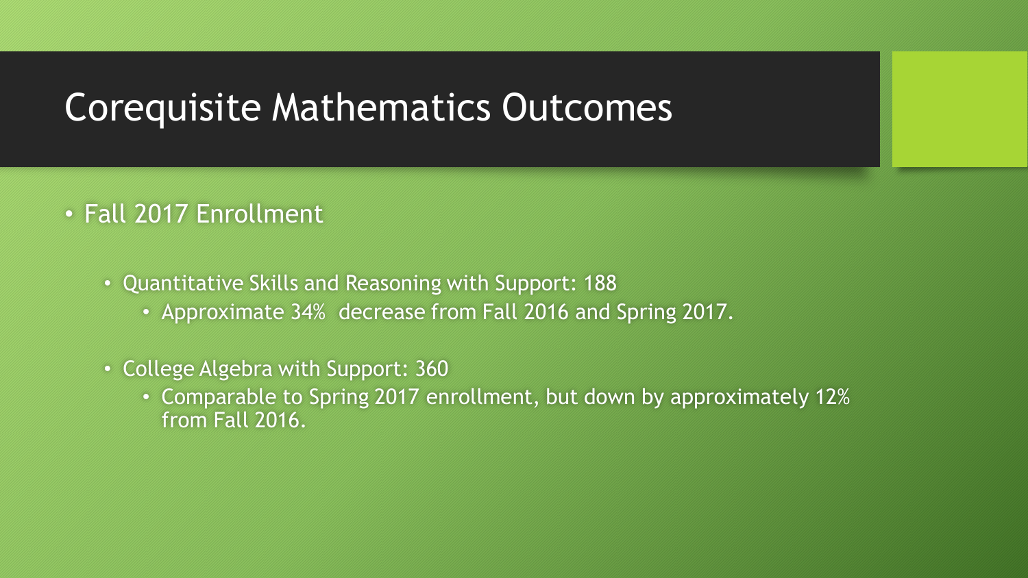# Corequisite Mathematics Outcomes

- Fall 2017 Enrollment
  - Quantitative Skills and Reasoning with Support: 188
    - Approximate 34%  decrease from Fall 2016 and Spring 2017.
  - College Algebra with Support: 360
    - Comparable to Spring 2017 enrollment, but down by approximately 12% from Fall 2016.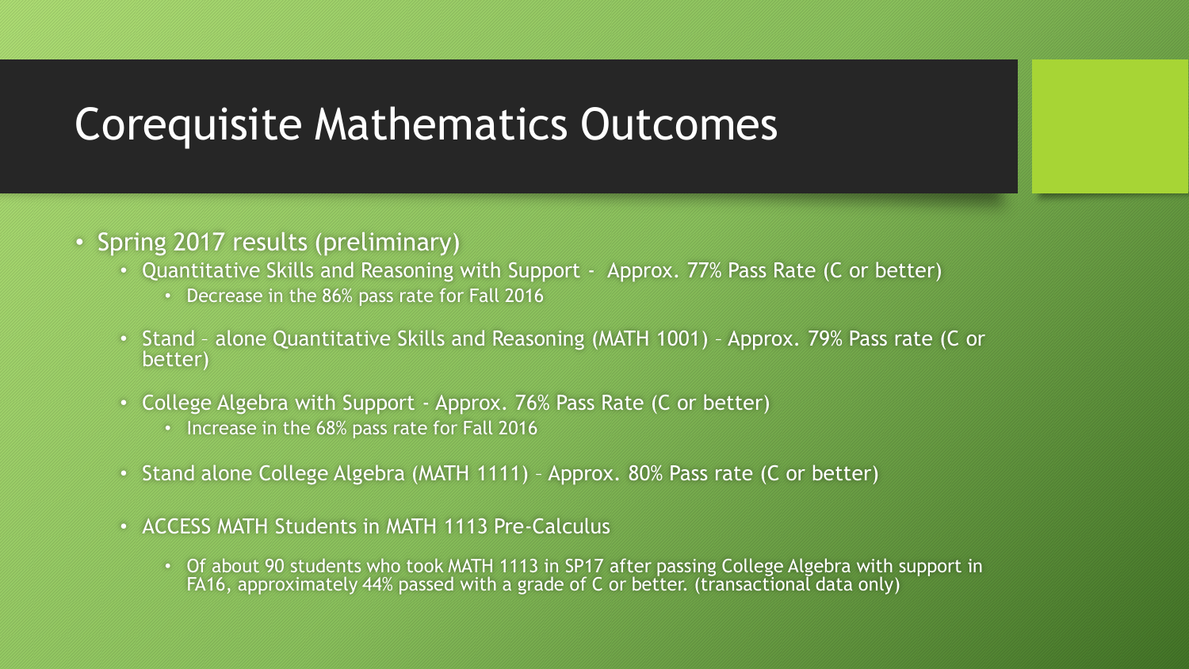# Corequisite Mathematics Outcomes

- Spring 2017 results (preliminary)
  - Quantitative Skills and Reasoning with Support - Approx. 77% Pass Rate (C or better)
    - Decrease in the 86% pass rate for Fall 2016
  - Stand – alone Quantitative Skills and Reasoning (MATH 1001) – Approx. 79% Pass rate (C or better)
  - College Algebra with Support - Approx. 76% Pass Rate (C or better)
    - Increase in the 68% pass rate for Fall 2016
  - Stand alone College Algebra (MATH 1111) – Approx. 80% Pass rate (C or better)
  - ACCESS MATH Students in MATH 1113 Pre-Calculus
    - Of about 90 students who took MATH 1113 in SP17 after passing College Algebra with support in FA16, approximately 44% passed with a grade of C or better. (transactional data only)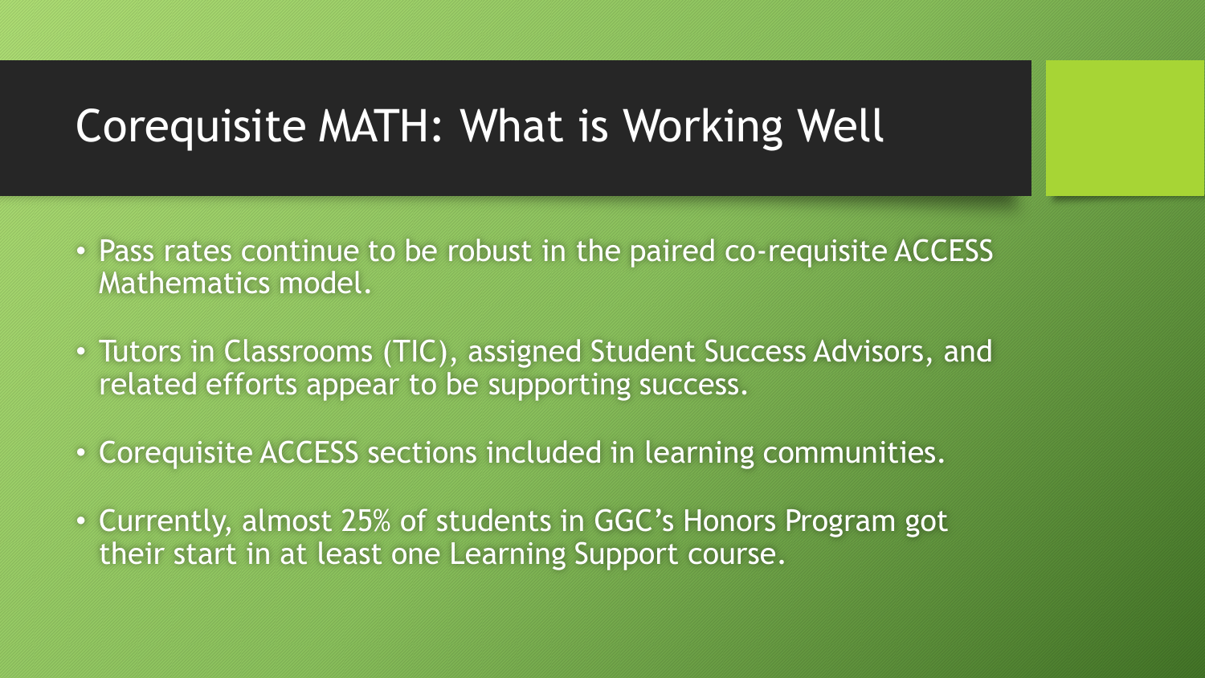# Corequisite MATH: What is Working Well

- Pass rates continue to be robust in the paired co-requisite ACCESS Mathematics model.
- Tutors in Classrooms (TIC), assigned Student Success Advisors, and related efforts appear to be supporting success.
- Corequisite ACCESS sections included in learning communities.
- Currently, almost 25% of students in GGC's Honors Program got their start in at least one Learning Support course.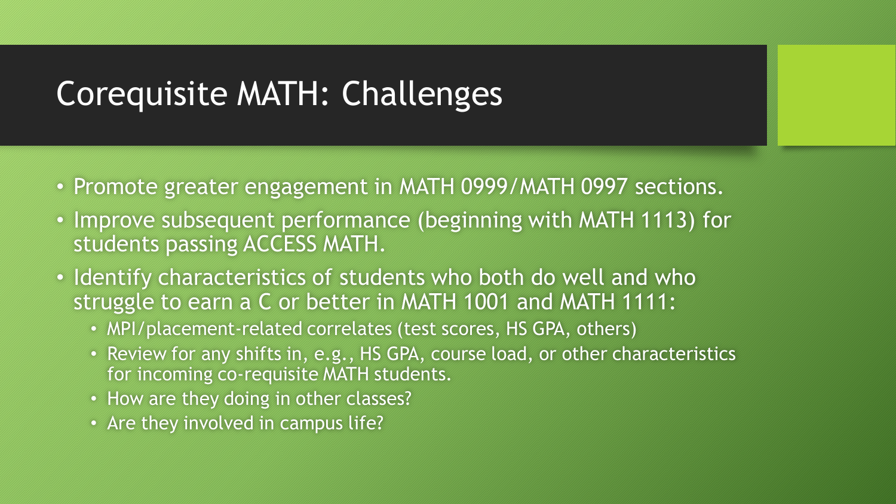# Corequisite MATH: Challenges

- Promote greater engagement in MATH 0999/MATH 0997 sections.
- Improve subsequent performance (beginning with MATH 1113) for students passing ACCESS MATH.
- Identify characteristics of students who both do well and who struggle to earn a C or better in MATH 1001 and MATH 1111:
  - MPI/placement-related correlates (test scores, HS GPA, others)
  - Review for any shifts in, e.g., HS GPA, course load, or other characteristics for incoming co-requisite MATH students.
  - How are they doing in other classes?
  - Are they involved in campus life?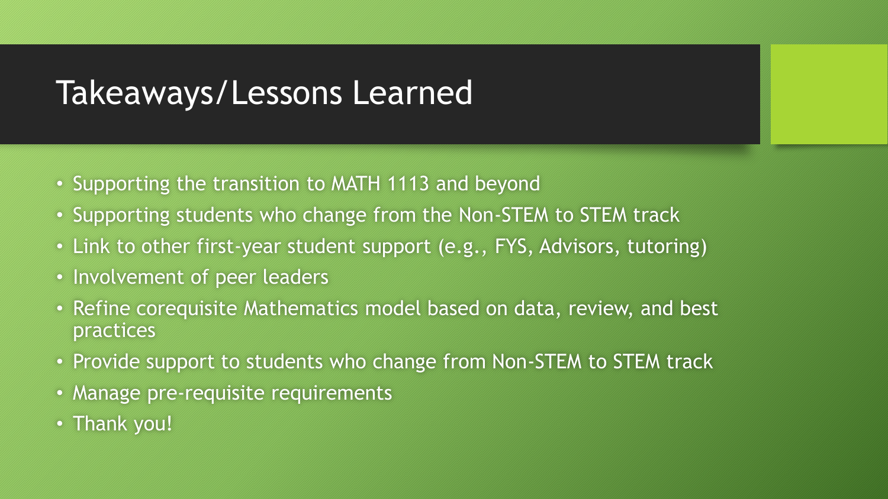# Takeaways/Lessons Learned

- Supporting the transition to MATH 1113 and beyond
- Supporting students who change from the Non-STEM to STEM track
- Link to other first-year student support (e.g., FYS, Advisors, tutoring)
- Involvement of peer leaders
- Refine corequisite Mathematics model based on data, review, and best practices
- Provide support to students who change from Non-STEM to STEM track
- Manage pre-requisite requirements
- Thank you!